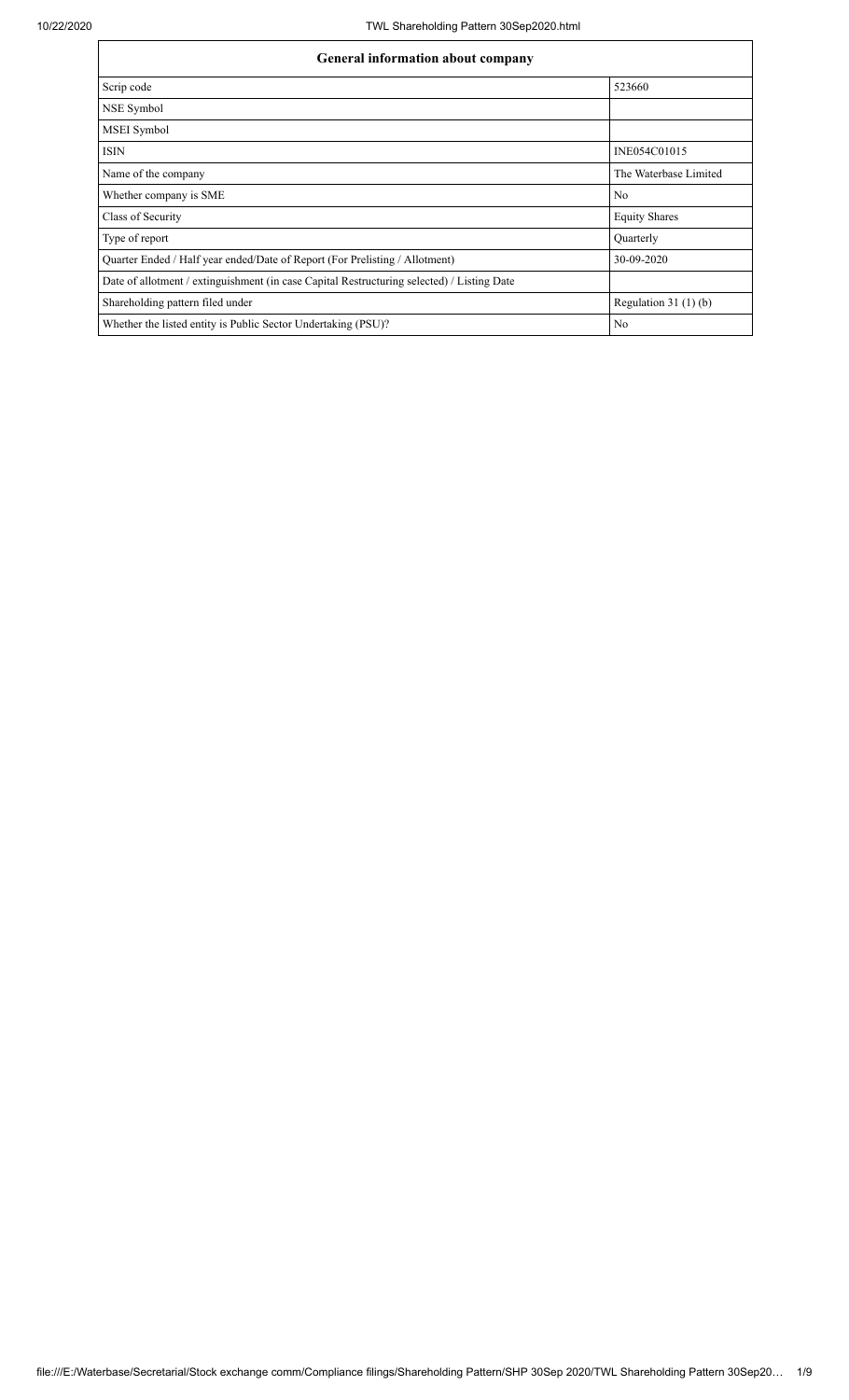| General information about company | |
|---|---|
| Scrip code | 523660 |
| NSE Symbol | |
| MSEI Symbol | |
| ISIN | INE054C01015 |
| Name of the company | The Waterbase Limited |
| Whether company is SME | No |
| Class of Security | Equity Shares |
| Type of report | Quarterly |
| Quarter Ended / Half year ended/Date of Report (For Prelisting / Allotment) | 30-09-2020 |
| Date of allotment / extinguishment (in case Capital Restructuring selected) / Listing Date | |
| Shareholding pattern filed under | Regulation 31 (1) (b) |
| Whether the listed entity is Public Sector Undertaking (PSU)? | No |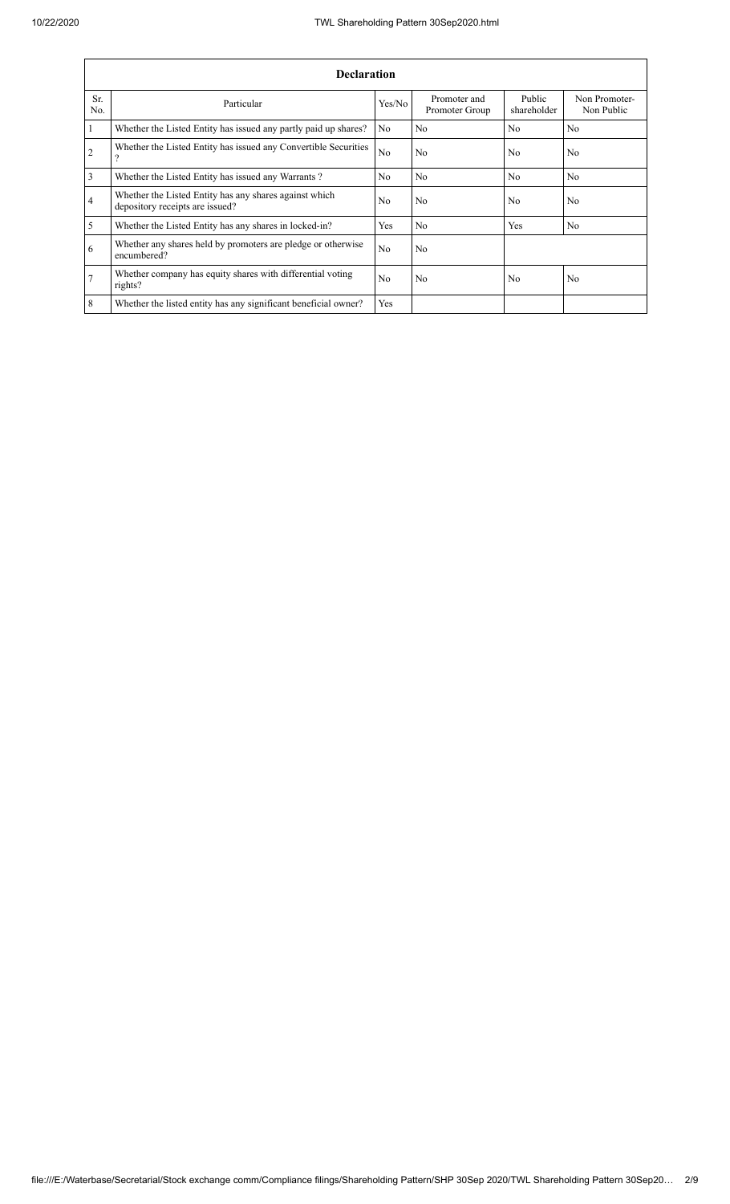| Declaration | | | | | |
|---|---|---|---|---|---|
| Sr. No. | Particular | Yes/No | Promoter and Promoter Group | Public shareholder | Non Promoter- Non Public |
| 1 | Whether the Listed Entity has issued any partly paid up shares? | No | No | No | No |
| 2 | Whether the Listed Entity has issued any Convertible Securities ? | No | No | No | No |
| 3 | Whether the Listed Entity has issued any Warrants ? | No | No | No | No |
| 4 | Whether the Listed Entity has any shares against which depository receipts are issued? | No | No | No | No |
| 5 | Whether the Listed Entity has any shares in locked-in? | Yes | No | Yes | No |
| 6 | Whether any shares held by promoters are pledge or otherwise encumbered? | No | No | | |
| 7 | Whether company has equity shares with differential voting rights? | No | No | No | No |
| 8 | Whether the listed entity has any significant beneficial owner? | Yes | | | |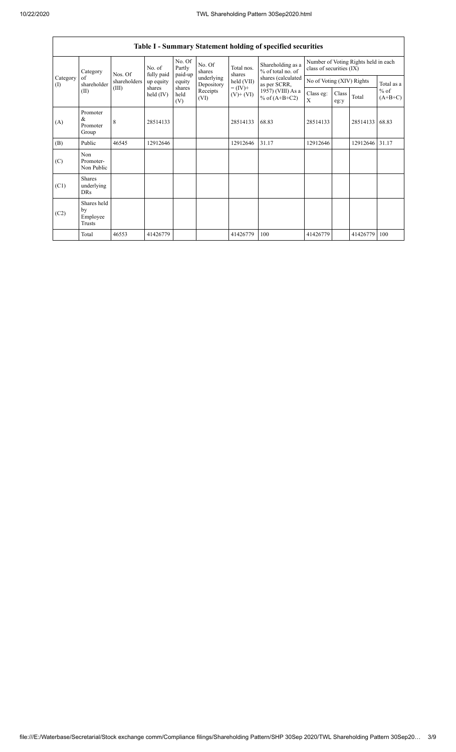| Table I - Summary Statement holding of specified securities | | | | | | | | | | | | |
|---|---|---|---|---|---|---|---|---|---|---|---|---|
| Category (I) | Category of shareholder (II) | Nos. Of shareholders (III) | No. of fully paid up equity shares held (IV) | No. Of Partly paid-up equity shares held (V) | No. Of shares underlying Depository Receipts (VI) | Total nos. shares held (VII) = (IV)+ (V)+ (VI) | Shareholding as a % of total no. of shares (calculated as per SCRR, 1957) (VIII) As a % of (A+B+C2) | Number of Voting Rights held in each class of securities (IX) | | | |
| | | | | | | | | No of Voting (XIV) Rights | | | Total as a % of (A+B+C) |
| | | | | | | | | Class eg: X | Class eg:y | Total | |
| (A) | Promoter & Promoter Group | 8 | 28514133 | | | 28514133 | 68.83 | 28514133 | | 28514133 | 68.83 |
| (B) | Public | 46545 | 12912646 | | | 12912646 | 31.17 | 12912646 | | 12912646 | 31.17 |
| (C) | Non Promoter- Non Public | | | | | | | | | | |
| (C1) | Shares underlying DRs | | | | | | | | | | |
| (C2) | Shares held by Employee Trusts | | | | | | | | | | |
| | Total | 46553 | 41426779 | | | 41426779 | 100 | 41426779 | | 41426779 | 100 |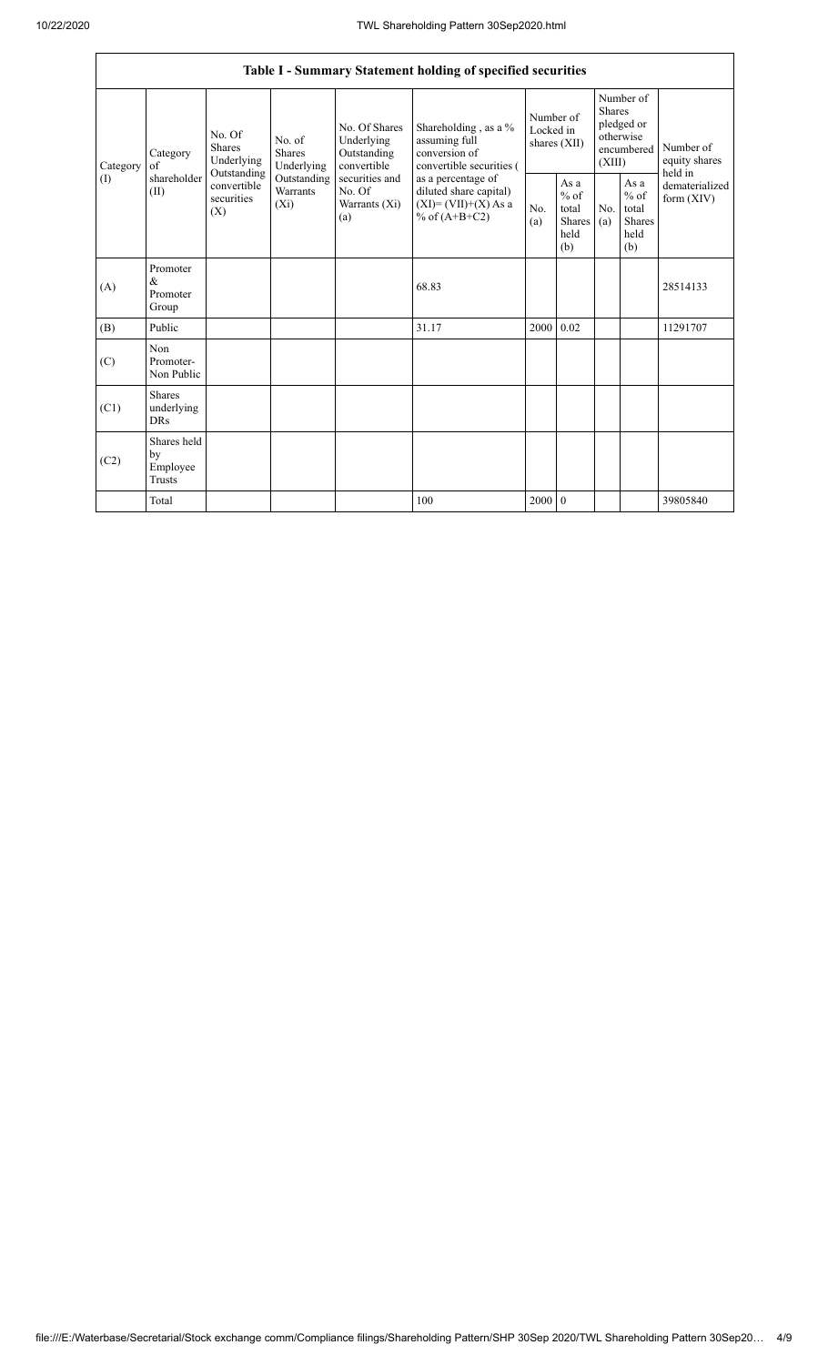| Table I - Summary Statement holding of specified securities | | | | | | | | | | | |
|---|---|---|---|---|---|---|---|---|---|---|---|
| Category (I) | Category of shareholder (II) | No. Of Shares Underlying Outstanding convertible securities (X) | No. of Shares Underlying Outstanding Warrants (Xi) | No. Of Shares Underlying Outstanding convertible securities and No. Of Warrants (Xi) (a) | Shareholding , as a % assuming full conversion of convertible securities ( as a percentage of diluted share capital) (XI)= (VII)+(X) As a % of (A+B+C2) | Number of Locked in shares (XII) | | Number of Shares pledged or otherwise encumbered (XIII) | | Number of equity shares held in dematerialized form (XIV) |
| | | | | | | No. (a) | As a % of total Shares held (b) | No. (a) | As a % of total Shares held (b) | |
| (A) | Promoter & Promoter Group | | | | 68.83 | | | | | 28514133 |
| (B) | Public | | | | 31.17 | 2000 | 0.02 | | | 11291707 |
| (C) | Non Promoter- Non Public | | | | | | | | | |
| (C1) | Shares underlying DRs | | | | | | | | | |
| (C2) | Shares held by Employee Trusts | | | | | | | | | |
| | Total | | | | 100 | 2000 | 0 | | | 39805840 |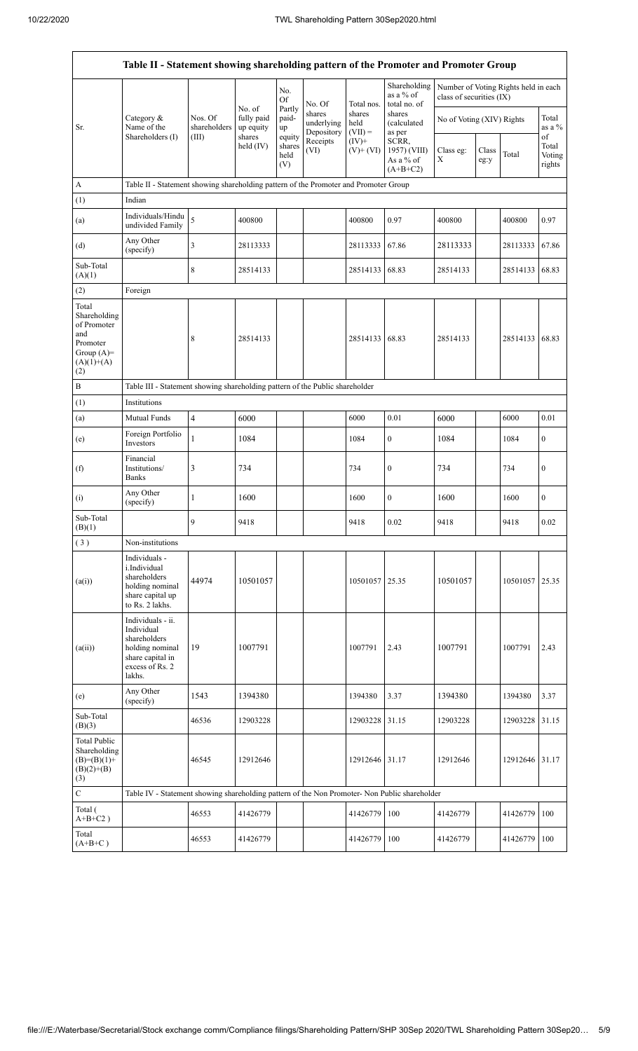| Table II - Statement showing shareholding pattern of the Promoter and Promoter Group | | | | | | | | | | | | |
|---|---|---|---|---|---|---|---|---|---|---|---|---|
| Sr. | Category & Name of the Shareholders (I) | Nos. Of shareholders (III) | No. of fully paid up equity shares held (IV) | No. Of Partly paid-up equity shares held (V) | No. Of shares underlying Depository Receipts (VI) | Total nos. shares held (VII) = (IV)+ (V)+ (VI) | Shareholding as a % of total no. of shares (calculated as per SCRR, 1957) (VIII) As a % of (A+B+C2) | Number of Voting Rights held in each class of securities (IX) | | | |
| | | | | | | | | No of Voting (XIV) Rights | | | Total as a % of Total Voting rights |
| | | | | | | | | Class eg: X | Class eg:y | Total | |
| A | Table II - Statement showing shareholding pattern of the Promoter and Promoter Group | | | | | | | | | | |
| (1) | Indian | | | | | | | | | | |
| (a) | Individuals/Hindu undivided Family | 5 | 400800 | | | 400800 | 0.97 | 400800 | | 400800 | 0.97 |
| (d) | Any Other (specify) | 3 | 28113333 | | | 28113333 | 67.86 | 28113333 | | 28113333 | 67.86 |
| Sub-Total (A)(1) | | 8 | 28514133 | | | 28514133 | 68.83 | 28514133 | | 28514133 | 68.83 |
| (2) | Foreign | | | | | | | | | | |
| Total Shareholding of Promoter and Promoter Group (A)= (A)(1)+(A)(2) | | 8 | 28514133 | | | 28514133 | 68.83 | 28514133 | | 28514133 | 68.83 |
| B | Table III - Statement showing shareholding pattern of the Public shareholder | | | | | | | | | | |
| (1) | Institutions | | | | | | | | | | |
| (a) | Mutual Funds | 4 | 6000 | | | 6000 | 0.01 | 6000 | | 6000 | 0.01 |
| (e) | Foreign Portfolio Investors | 1 | 1084 | | | 1084 | 0 | 1084 | | 1084 | 0 |
| (f) | Financial Institutions/ Banks | 3 | 734 | | | 734 | 0 | 734 | | 734 | 0 |
| (i) | Any Other (specify) | 1 | 1600 | | | 1600 | 0 | 1600 | | 1600 | 0 |
| Sub-Total (B)(1) | | 9 | 9418 | | | 9418 | 0.02 | 9418 | | 9418 | 0.02 |
| (3) | Non-institutions | | | | | | | | | | |
| (a(i)) | Individuals - i.Individual shareholders holding nominal share capital up to Rs. 2 lakhs. | 44974 | 10501057 | | | 10501057 | 25.35 | 10501057 | | 10501057 | 25.35 |
| (a(ii)) | Individuals - ii. Individual shareholders holding nominal share capital in excess of Rs. 2 lakhs. | 19 | 1007791 | | | 1007791 | 2.43 | 1007791 | | 1007791 | 2.43 |
| (e) | Any Other (specify) | 1543 | 1394380 | | | 1394380 | 3.37 | 1394380 | | 1394380 | 3.37 |
| Sub-Total (B)(3) | | 46536 | 12903228 | | | 12903228 | 31.15 | 12903228 | | 12903228 | 31.15 |
| Total Public Shareholding (B)=(B)(1)+(B)(2)+(B)(3) | | 46545 | 12912646 | | | 12912646 | 31.17 | 12912646 | | 12912646 | 31.17 |
| C | Table IV - Statement showing shareholding pattern of the Non Promoter- Non Public shareholder | | | | | | | | | | |
| Total ( A+B+C2 ) | | 46553 | 41426779 | | | 41426779 | 100 | 41426779 | | 41426779 | 100 |
| Total (A+B+C ) | | 46553 | 41426779 | | | 41426779 | 100 | 41426779 | | 41426779 | 100 |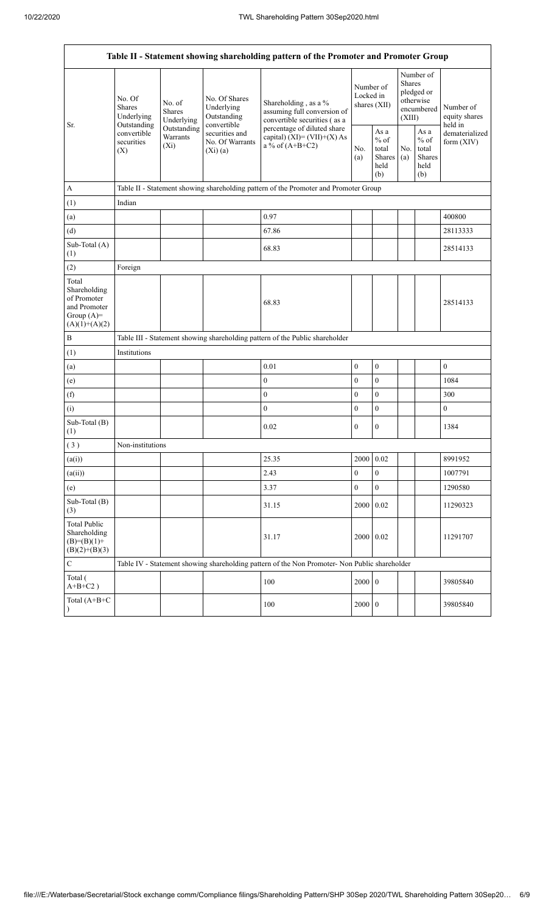| Table II - Statement showing shareholding pattern of the Promoter and Promoter Group | | | | | | | | | |
|---|---|---|---|---|---|---|---|---|---|
| Sr. | No. Of Shares Underlying Outstanding convertible securities (X) | No. of Shares Underlying Outstanding Warrants (Xi) | No. Of Shares Underlying Outstanding convertible securities and No. Of Warrants (Xi) (a) | Shareholding , as a % assuming full conversion of convertible securities ( as a percentage of diluted share capital) (XI)= (VII)+(X) As a % of (A+B+C2) | Number of Locked in shares (XII) | | Number of Shares pledged or otherwise encumbered (XIII) | | Number of equity shares held in dematerialized form (XIV) |
| | | | | | No. (a) | As a % of total Shares held (b) | No. (a) | As a % of total Shares held (b) | |
| A | Table II - Statement showing shareholding pattern of the Promoter and Promoter Group | | | | | | | | |
| (1) | Indian | | | | | | | | |
| (a) | | | | 0.97 | | | | | 400800 |
| (d) | | | | 67.86 | | | | | 28113333 |
| Sub-Total (A) (1) | | | | 68.83 | | | | | 28514133 |
| (2) | Foreign | | | | | | | | |
| Total Shareholding of Promoter and Promoter Group (A)= (A)(1)+(A)(2) | | | | 68.83 | | | | | 28514133 |
| B | Table III - Statement showing shareholding pattern of the Public shareholder | | | | | | | | |
| (1) | Institutions | | | | | | | | |
| (a) | | | | 0.01 | 0 | 0 | | | 0 |
| (e) | | | | 0 | 0 | 0 | | | 1084 |
| (f) | | | | 0 | 0 | 0 | | | 300 |
| (i) | | | | 0 | 0 | 0 | | | 0 |
| Sub-Total (B) (1) | | | | 0.02 | 0 | 0 | | | 1384 |
| ( 3 ) | Non-institutions | | | | | | | | |
| (a(i)) | | | | 25.35 | 2000 | 0.02 | | | 8991952 |
| (a(ii)) | | | | 2.43 | 0 | 0 | | | 1007791 |
| (e) | | | | 3.37 | 0 | 0 | | | 1290580 |
| Sub-Total (B) (3) | | | | 31.15 | 2000 | 0.02 | | | 11290323 |
| Total Public Shareholding (B)=(B)(1)+ (B)(2)+(B)(3) | | | | 31.17 | 2000 | 0.02 | | | 11291707 |
| C | Table IV - Statement showing shareholding pattern of the Non Promoter- Non Public shareholder | | | | | | | | |
| Total ( A+B+C2 ) | | | | 100 | 2000 | 0 | | | 39805840 |
| Total (A+B+C ) | | | | 100 | 2000 | 0 | | | 39805840 |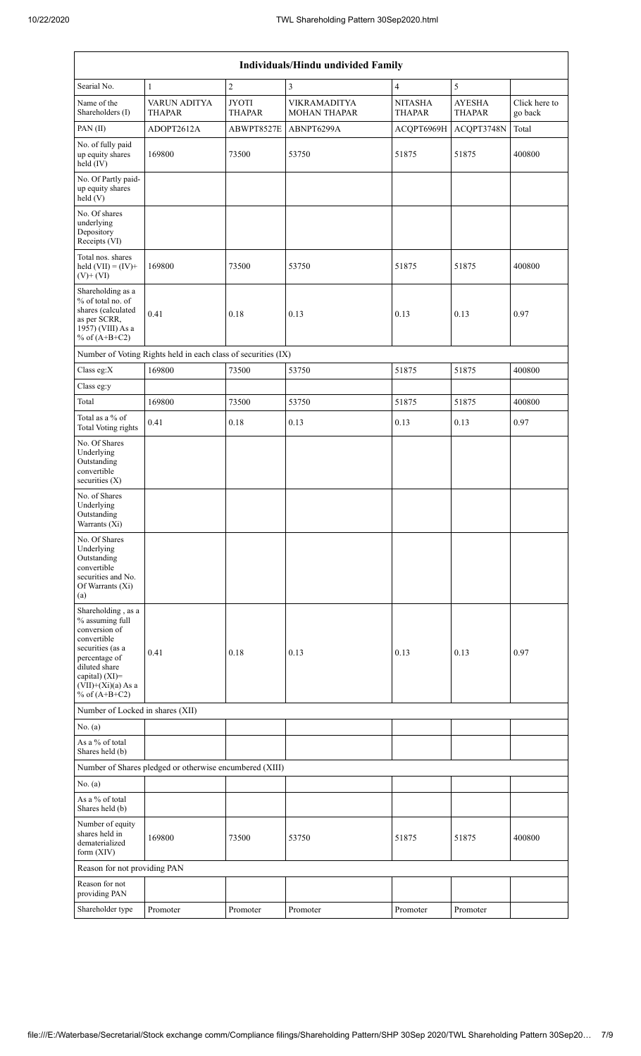| Individuals/Hindu undivided Family | | | | | | |
|---|---|---|---|---|---|---|
| Searial No. | 1 | 2 | 3 | 4 | 5 | |
| Name of the Shareholders (I) | VARUN ADITYA THAPAR | JYOTI THAPAR | VIKRAMADITYA MOHAN THAPAR | NITASHA THAPAR | AYESHA THAPAR | Click here to go back |
| PAN (II) | ADOPT2612A | ABWPT8527E | ABNPT6299A | ACQPT6969H | ACQPT3748N | Total |
| No. of fully paid up equity shares held (IV) | 169800 | 73500 | 53750 | 51875 | 51875 | 400800 |
| No. Of Partly paid-up equity shares held (V) | | | | | | |
| No. Of shares underlying Depository Receipts (VI) | | | | | | |
| Total nos. shares held (VII) = (IV)+ (V)+ (VI) | 169800 | 73500 | 53750 | 51875 | 51875 | 400800 |
| Shareholding as a % of total no. of shares (calculated as per SCRR, 1957) (VIII) As a % of (A+B+C2) | 0.41 | 0.18 | 0.13 | 0.13 | 0.13 | 0.97 |
| Number of Voting Rights held in each class of securities (IX) | | | | | | |
| Class eg:X | 169800 | 73500 | 53750 | 51875 | 51875 | 400800 |
| Class eg:y | | | | | | |
| Total | 169800 | 73500 | 53750 | 51875 | 51875 | 400800 |
| Total as a % of Total Voting rights | 0.41 | 0.18 | 0.13 | 0.13 | 0.13 | 0.97 |
| No. Of Shares Underlying Outstanding convertible securities (X) | | | | | | |
| No. of Shares Underlying Outstanding Warrants (Xi) | | | | | | |
| No. Of Shares Underlying Outstanding convertible securities and No. Of Warrants (Xi) (a) | | | | | | |
| Shareholding , as a % assuming full conversion of convertible securities (as a percentage of diluted share capital) (XI)= (VII)+(Xi)(a) As a % of (A+B+C2) | 0.41 | 0.18 | 0.13 | 0.13 | 0.13 | 0.97 |
| Number of Locked in shares (XII) | | | | | | |
| No. (a) | | | | | | |
| As a % of total Shares held (b) | | | | | | |
| Number of Shares pledged or otherwise encumbered (XIII) | | | | | | |
| No. (a) | | | | | | |
| As a % of total Shares held (b) | | | | | | |
| Number of equity shares held in dematerialized form (XIV) | 169800 | 73500 | 53750 | 51875 | 51875 | 400800 |
| Reason for not providing PAN | | | | | | |
| Reason for not providing PAN | | | | | | |
| Shareholder type | Promoter | Promoter | Promoter | Promoter | Promoter | |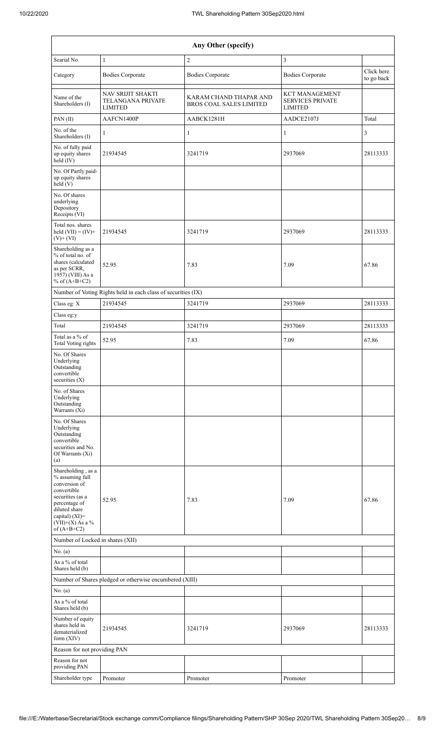| Any Other (specify) | | | | |
|---|---|---|---|---|
| Searial No. | 1 | 2 | 3 | |
| Category | Bodies Corporate | Bodies Corporate | Bodies Corporate | Click here to go back |
| Name of the Shareholders (I) | NAV SRIJIT SHAKTI TELANGANA PRIVATE LIMITED | KARAM CHAND THAPAR AND BROS COAL SALES LIMITED | KCT MANAGEMENT SERVICES PRIVATE LIMITED | |
| PAN (II) | AAFCN1400P | AABCK1281H | AADCE2107J | Total |
| No. of the Shareholders (I) | 1 | 1 | 1 | 3 |
| No. of fully paid up equity shares held (IV) | 21934545 | 3241719 | 2937069 | 28113333 |
| No. Of Partly paid-up equity shares held (V) | | | | |
| No. Of shares underlying Depository Receipts (VI) | | | | |
| Total nos. shares held (VII) = (IV)+(V)+ (VI) | 21934545 | 3241719 | 2937069 | 28113333 |
| Shareholding as a % of total no. of shares (calculated as per SCRR, 1957) (VIII) As a % of (A+B+C2) | 52.95 | 7.83 | 7.09 | 67.86 |
| Number of Voting Rights held in each class of securities (IX) | | | | |
| Class eg: X | 21934545 | 3241719 | 2937069 | 28113333 |
| Class eg:y | | | | |
| Total | 21934545 | 3241719 | 2937069 | 28113333 |
| Total as a % of Total Voting rights | 52.95 | 7.83 | 7.09 | 67.86 |
| No. Of Shares Underlying Outstanding convertible securities (X) | | | | |
| No. of Shares Underlying Outstanding Warrants (Xi) | | | | |
| No. Of Shares Underlying Outstanding convertible securities and No. Of Warrants (Xi) (a) | | | | |
| Shareholding , as a % assuming full conversion of convertible securities (as a percentage of diluted share capital) (XI)= (VII)+(X) As a % of (A+B+C2) | 52.95 | 7.83 | 7.09 | 67.86 |
| Number of Locked in shares (XII) | | | | |
| No. (a) | | | | |
| As a % of total Shares held (b) | | | | |
| Number of Shares pledged or otherwise encumbered (XIII) | | | | |
| No. (a) | | | | |
| As a % of total Shares held (b) | | | | |
| Number of equity shares held in dematerialized form (XIV) | 21934545 | 3241719 | 2937069 | 28113333 |
| Reason for not providing PAN | | | | |
| Reason for not providing PAN | | | | |
| Shareholder type | Promoter | Promoter | Promoter | |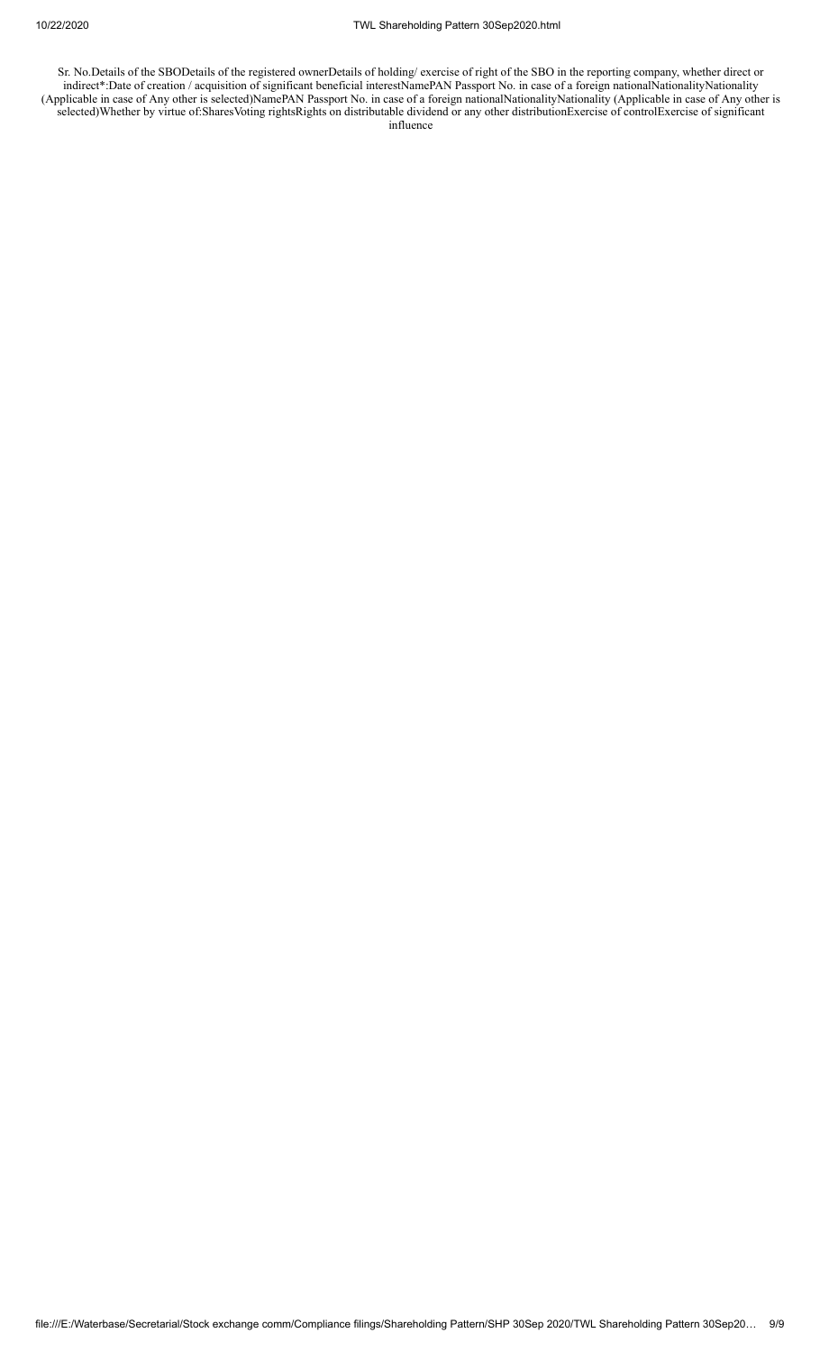Sr. No.Details of the SBODetails of the registered ownerDetails of holding/ exercise of right of the SBO in the reporting company, whether direct or indirect*:Date of creation / acquisition of significant beneficial interestNamePAN Passport No. in case of a foreign nationalNationalityNationality (Applicable in case of Any other is selected)NamePAN Passport No. in case of a foreign nationalNationalityNationality (Applicable in case of Any other is selected)Whether by virtue of:SharesVoting rightsRights on distributable dividend or any other distributionExercise of controlExercise of significant influence